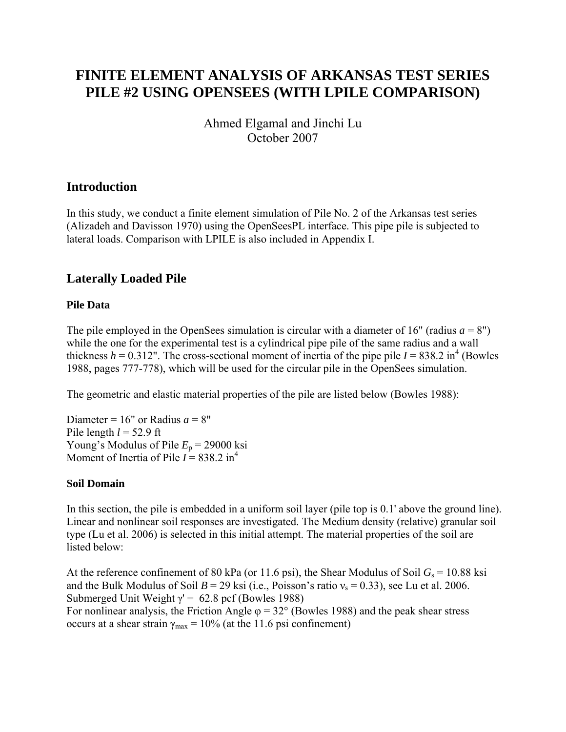# FINITE ELEMENT ANALYSIS OF ARKANSAS TEST SERIES PILE #2 USING OPENSEES (WITH LPILE COMPARISON)

Ahmed Elgamal and Jinchi Lu
October 2007

## Introduction

In this study, we conduct a finite element simulation of Pile No. 2 of the Arkansas test series (Alizadeh and Davisson 1970) using the OpenSeesPL interface. This pipe pile is subjected to lateral loads. Comparison with LPILE is also included in Appendix I.

## Laterally Loaded Pile

### Pile Data

The pile employed in the OpenSees simulation is circular with a diameter of 16" (radius $a$ = 8") while the one for the experimental test is a cylindrical pipe pile of the same radius and a wall thickness $h$ = 0.312". The cross-sectional moment of inertia of the pipe pile $I$ = 838.2 in$^4$ (Bowles 1988, pages 777-778), which will be used for the circular pile in the OpenSees simulation.

The geometric and elastic material properties of the pile are listed below (Bowles 1988):

Diameter = 16" or Radius $a$ = 8"
Pile length $l$ = 52.9 ft
Young's Modulus of Pile $E_p$ = 29000 ksi
Moment of Inertia of Pile $I$ = 838.2 in$^4$

### Soil Domain

In this section, the pile is embedded in a uniform soil layer (pile top is 0.1' above the ground line). Linear and nonlinear soil responses are investigated. The Medium density (relative) granular soil type (Lu et al. 2006) is selected in this initial attempt. The material properties of the soil are listed below:

At the reference confinement of 80 kPa (or 11.6 psi), the Shear Modulus of Soil $G_s$ = 10.88 ksi and the Bulk Modulus of Soil $B$ = 29 ksi (i.e., Poisson's ratio $\nu_s$ = 0.33), see Lu et al. 2006.
Submerged Unit Weight $\gamma'$ = 62.8 pcf (Bowles 1988)
For nonlinear analysis, the Friction Angle $\varphi$ = 32° (Bowles 1988) and the peak shear stress occurs at a shear strain $\gamma_{max}$ = 10% (at the 11.6 psi confinement)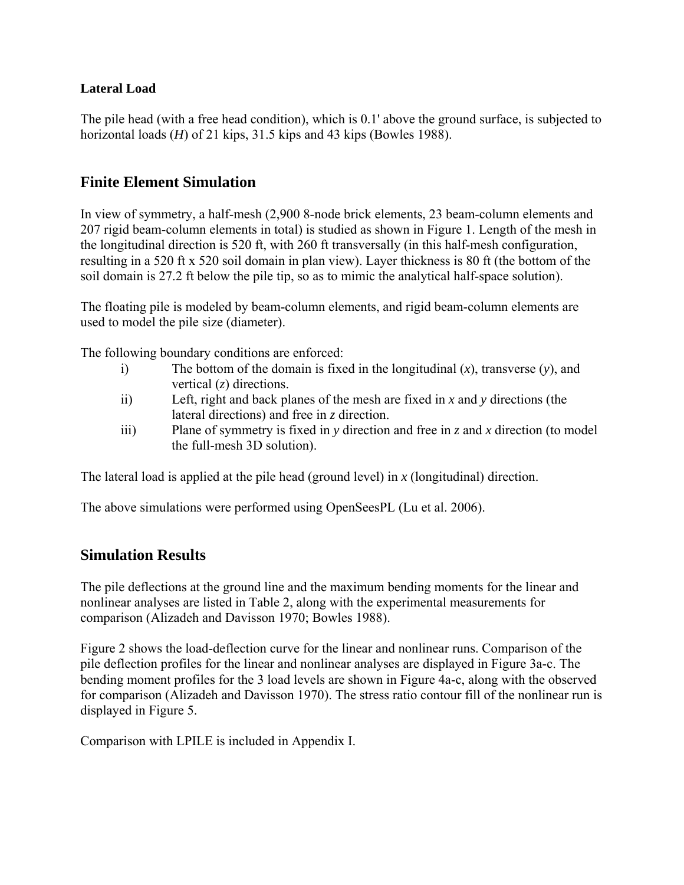**Lateral Load**

The pile head (with a free head condition), which is 0.1' above the ground surface, is subjected to horizontal loads (*H*) of 21 kips, 31.5 kips and 43 kips (Bowles 1988).

## Finite Element Simulation

In view of symmetry, a half-mesh (2,900 8-node brick elements, 23 beam-column elements and 207 rigid beam-column elements in total) is studied as shown in Figure 1. Length of the mesh in the longitudinal direction is 520 ft, with 260 ft transversally (in this half-mesh configuration, resulting in a 520 ft x 520 soil domain in plan view). Layer thickness is 80 ft (the bottom of the soil domain is 27.2 ft below the pile tip, so as to mimic the analytical half-space solution).

The floating pile is modeled by beam-column elements, and rigid beam-column elements are used to model the pile size (diameter).

The following boundary conditions are enforced:

i) The bottom of the domain is fixed in the longitudinal (*x*), transverse (*y*), and vertical (*z*) directions.
ii) Left, right and back planes of the mesh are fixed in *x* and *y* directions (the lateral directions) and free in *z* direction.
iii) Plane of symmetry is fixed in *y* direction and free in *z* and *x* direction (to model the full-mesh 3D solution).

The lateral load is applied at the pile head (ground level) in *x* (longitudinal) direction.

The above simulations were performed using OpenSeesPL (Lu et al. 2006).

## Simulation Results

The pile deflections at the ground line and the maximum bending moments for the linear and nonlinear analyses are listed in Table 2, along with the experimental measurements for comparison (Alizadeh and Davisson 1970; Bowles 1988).

Figure 2 shows the load-deflection curve for the linear and nonlinear runs. Comparison of the pile deflection profiles for the linear and nonlinear analyses are displayed in Figure 3a-c. The bending moment profiles for the 3 load levels are shown in Figure 4a-c, along with the observed for comparison (Alizadeh and Davisson 1970). The stress ratio contour fill of the nonlinear run is displayed in Figure 5.

Comparison with LPILE is included in Appendix I.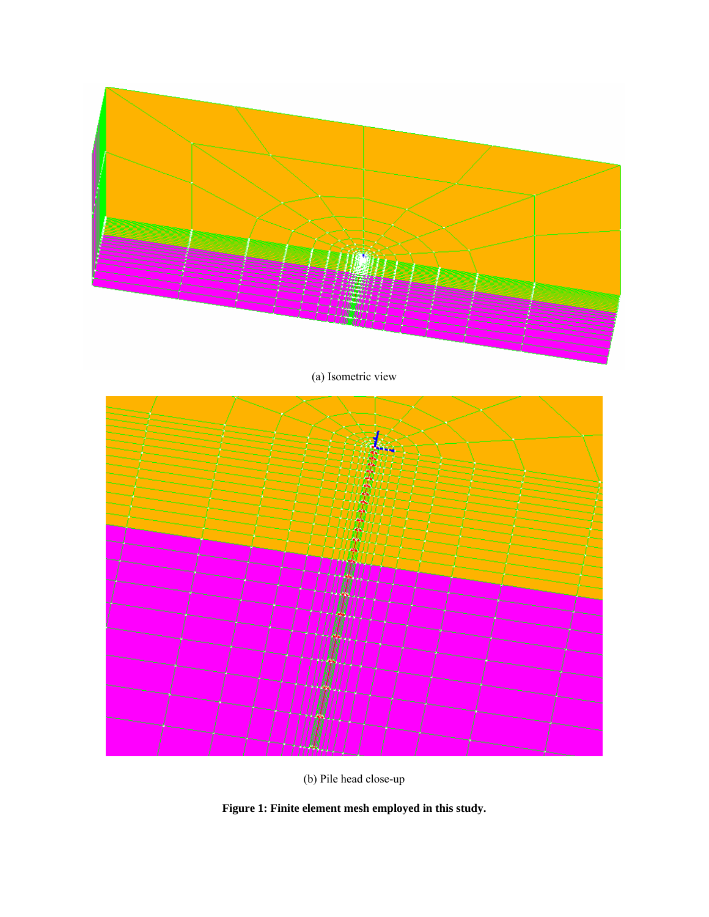(a) Isometric view

(b) Pile head close-up

**Figure 1: Finite element mesh employed in this study.**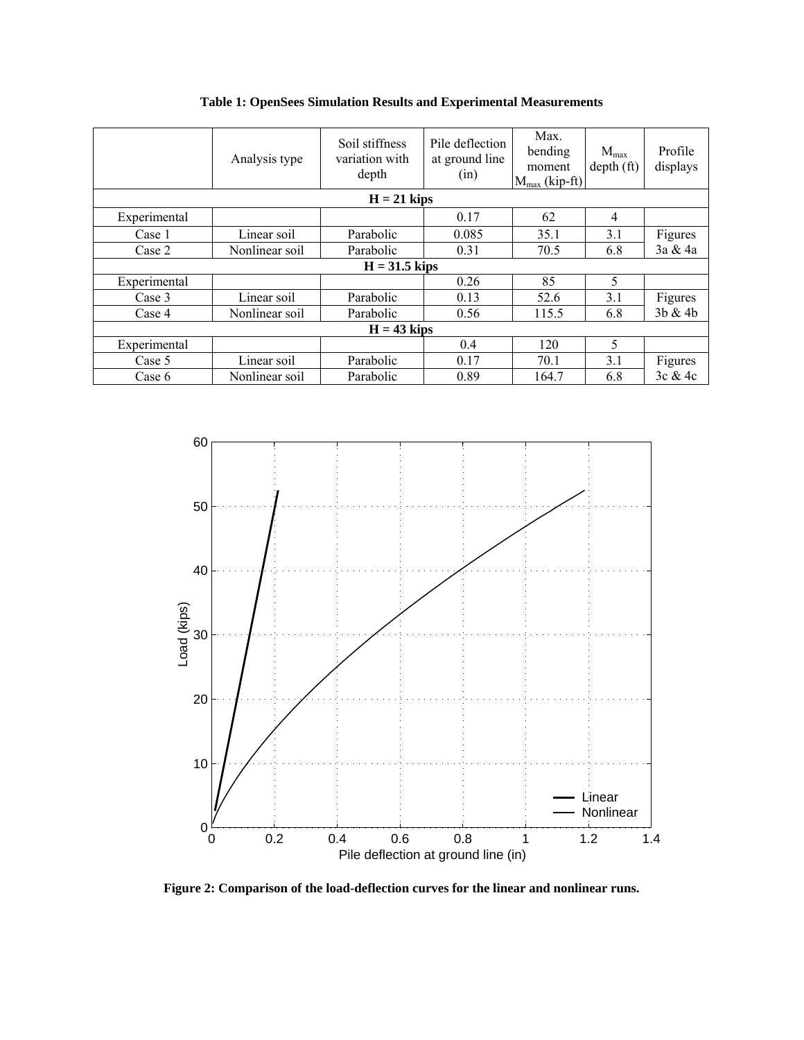**Table 1: OpenSees Simulation Results and Experimental Measurements**

| | Analysis type | Soil stiffness variation with depth | Pile deflection at ground line (in) | Max. bending moment $M_{max}$ (kip-ft) | $M_{max}$ depth (ft) | Profile displays |
|---|---|---|---|---|---|---|
| **H = 21 kips** | | | | | | |
| Experimental | | | 0.17 | 62 | 4 | |
| Case 1 | Linear soil | Parabolic | 0.085 | 35.1 | 3.1 | Figures 3a & 4a |
| Case 2 | Nonlinear soil | Parabolic | 0.31 | 70.5 | 6.8 | |
| **H = 31.5 kips** | | | | | | |
| Experimental | | | 0.26 | 85 | 5 | |
| Case 3 | Linear soil | Parabolic | 0.13 | 52.6 | 3.1 | Figures 3b & 4b |
| Case 4 | Nonlinear soil | Parabolic | 0.56 | 115.5 | 6.8 | |
| **H = 43 kips** | | | | | | |
| Experimental | | | 0.4 | 120 | 5 | |
| Case 5 | Linear soil | Parabolic | 0.17 | 70.1 | 3.1 | Figures 3c & 4c |
| Case 6 | Nonlinear soil | Parabolic | 0.89 | 164.7 | 6.8 | |

**Figure 2: Comparison of the load-deflection curves for the linear and nonlinear runs.**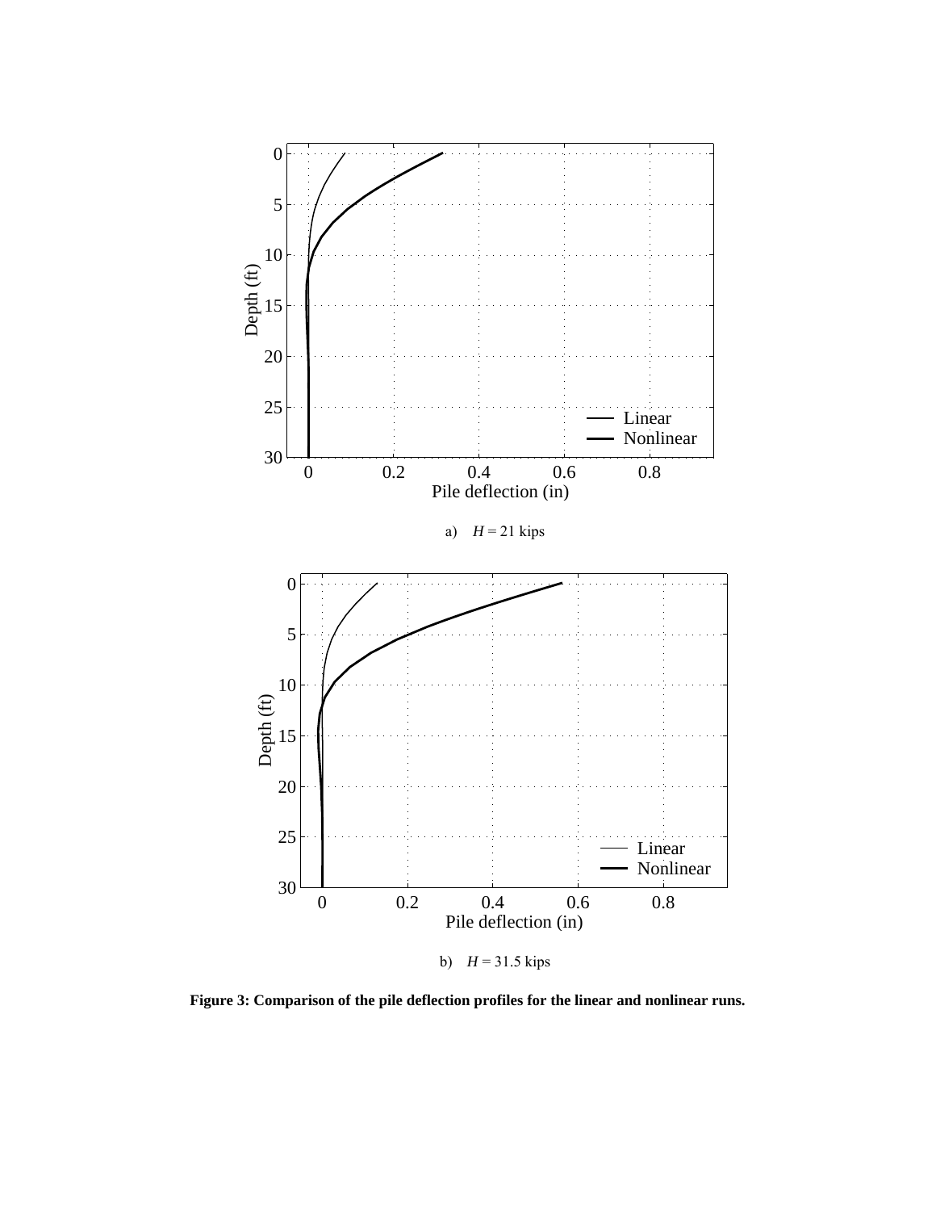a) $H$ = 21 kips

b) $H$ = 31.5 kips

**Figure 3: Comparison of the pile deflection profiles for the linear and nonlinear runs.**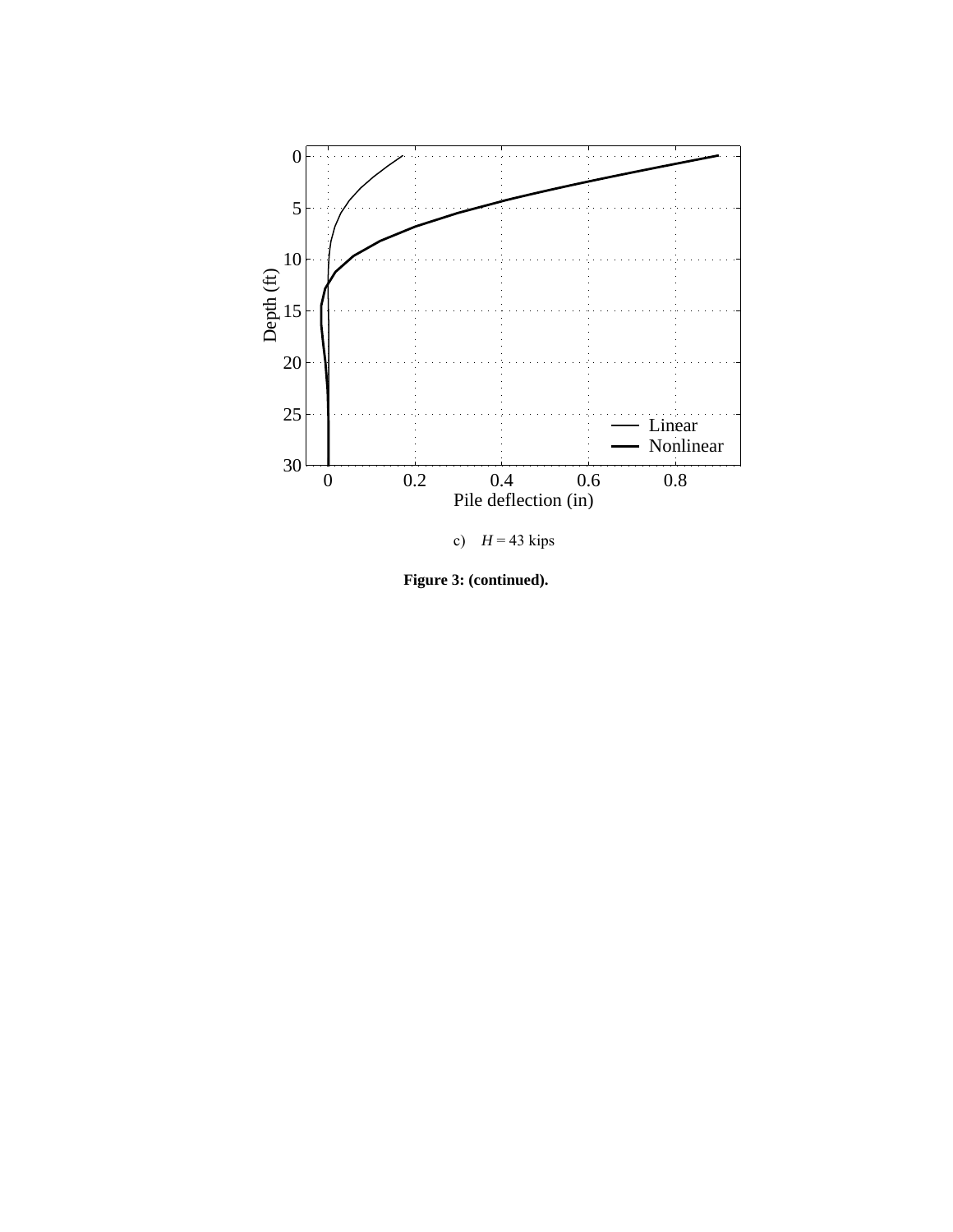c) $H$ = 43 kips

**Figure 3: (continued).**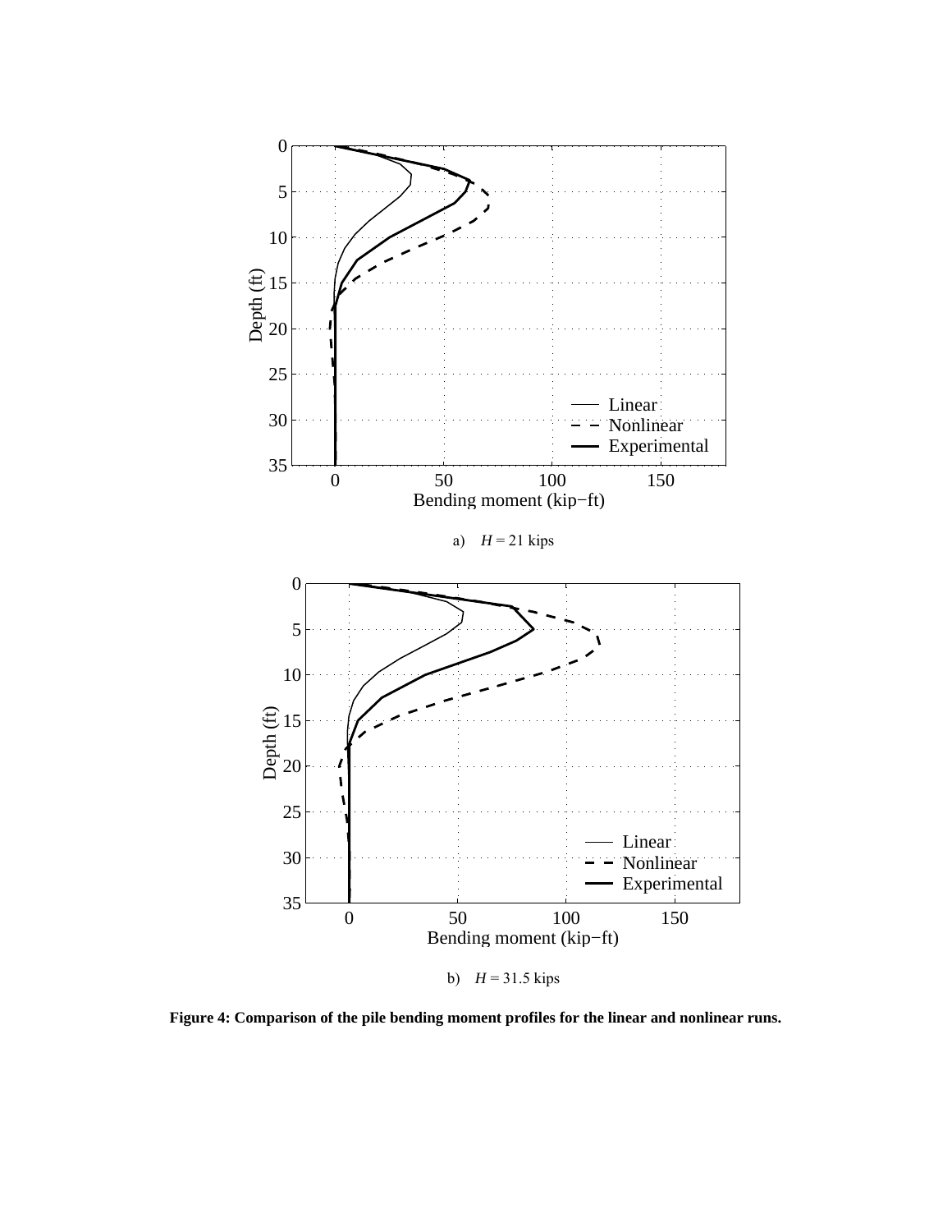a) $H$ = 21 kips

b) $H$ = 31.5 kips

**Figure 4: Comparison of the pile bending moment profiles for the linear and nonlinear runs.**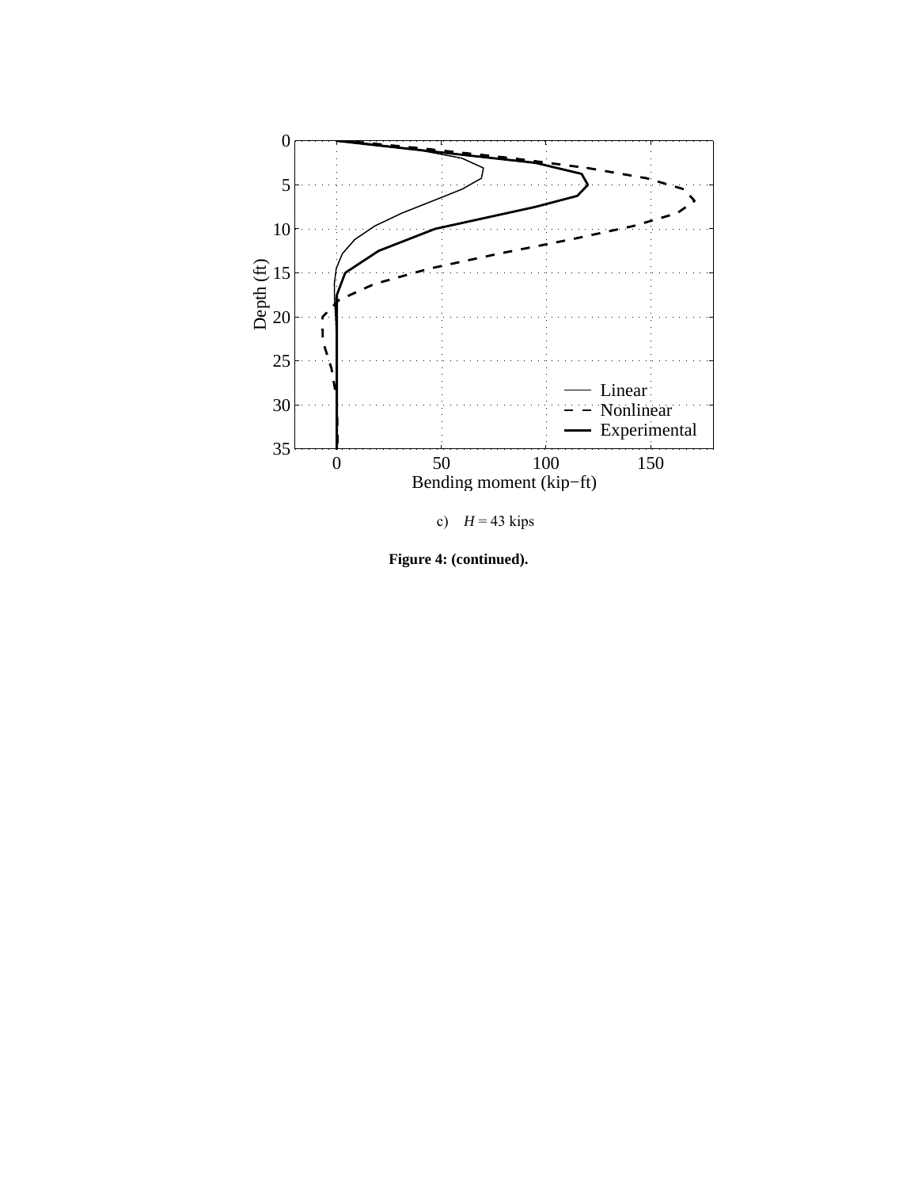c) $H$ = 43 kips

**Figure 4: (continued).**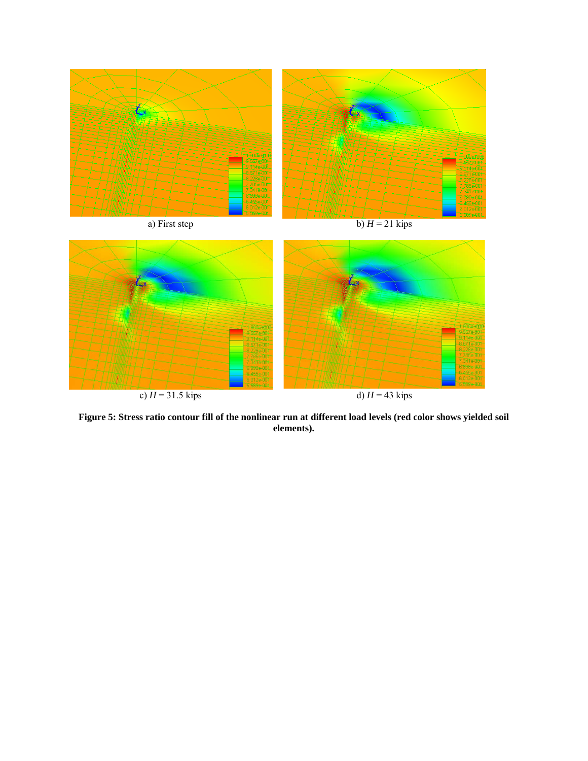a) First step

b) $H$ = 21 kips

c) $H$ = 31.5 kips

d) $H$ = 43 kips

**Figure 5: Stress ratio contour fill of the nonlinear run at different load levels (red color shows yielded soil elements).**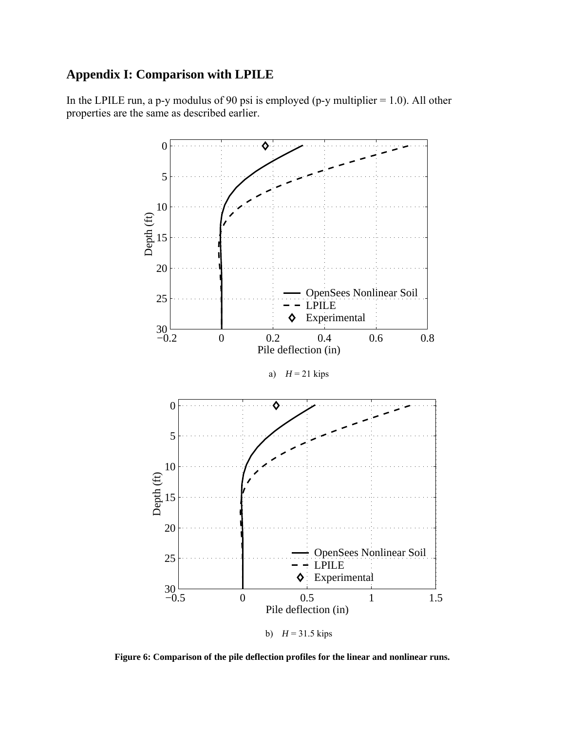## Appendix I: Comparison with LPILE

In the LPILE run, a p-y modulus of 90 psi is employed (p-y multiplier = 1.0). All other properties are the same as described earlier.

a) $H$ = 21 kips

b) $H$ = 31.5 kips

**Figure 6: Comparison of the pile deflection profiles for the linear and nonlinear runs.**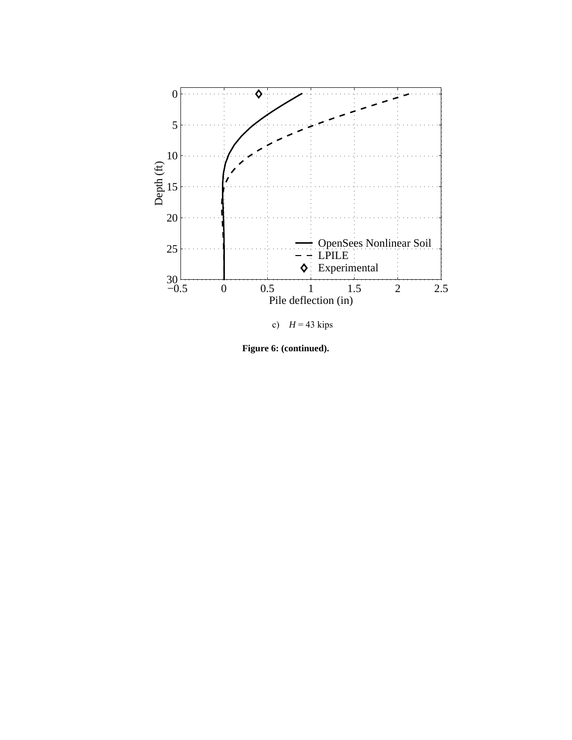c) $H$ = 43 kips

**Figure 6: (continued).**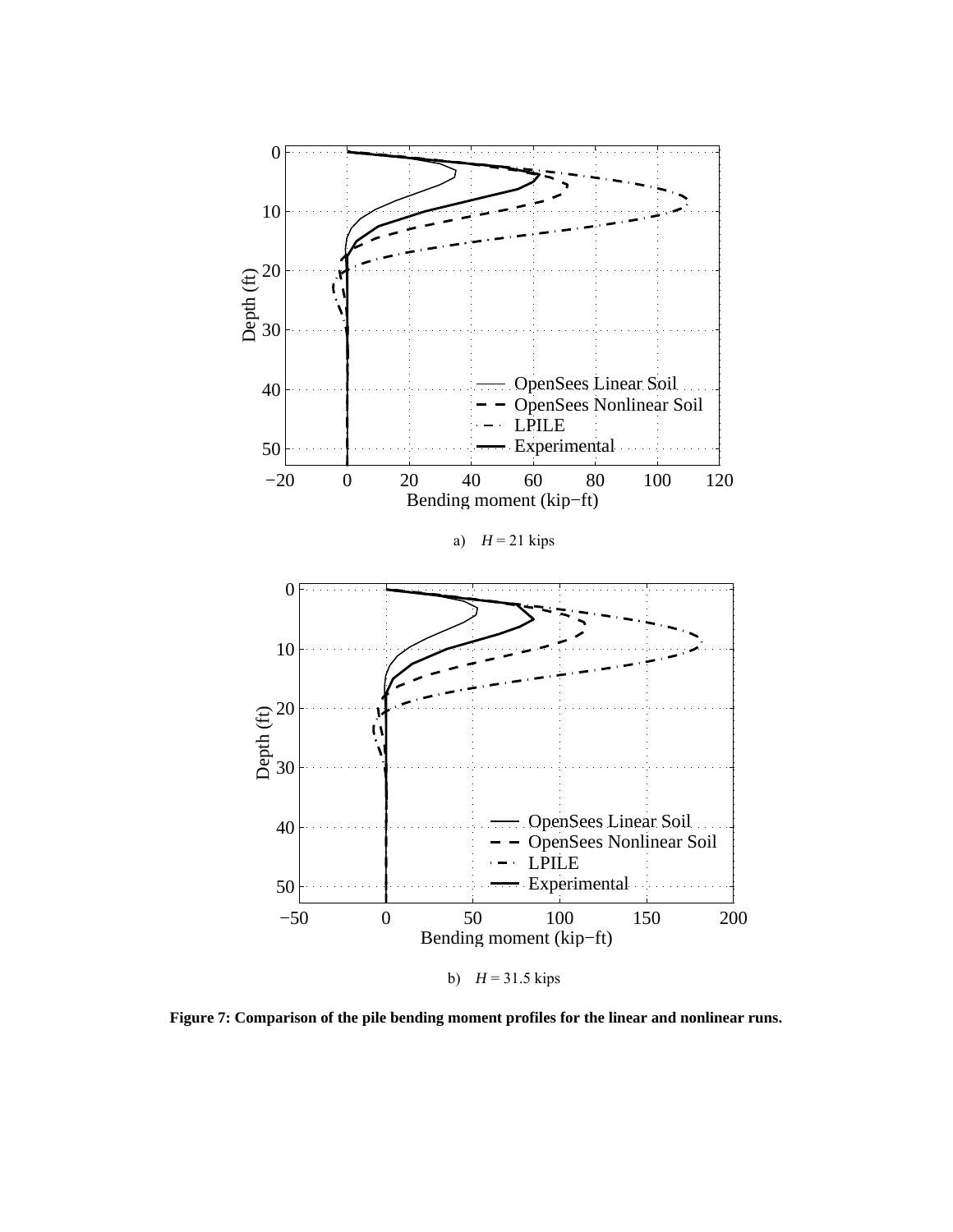a) $H$ = 21 kips

b) $H$ = 31.5 kips

**Figure 7: Comparison of the pile bending moment profiles for the linear and nonlinear runs.**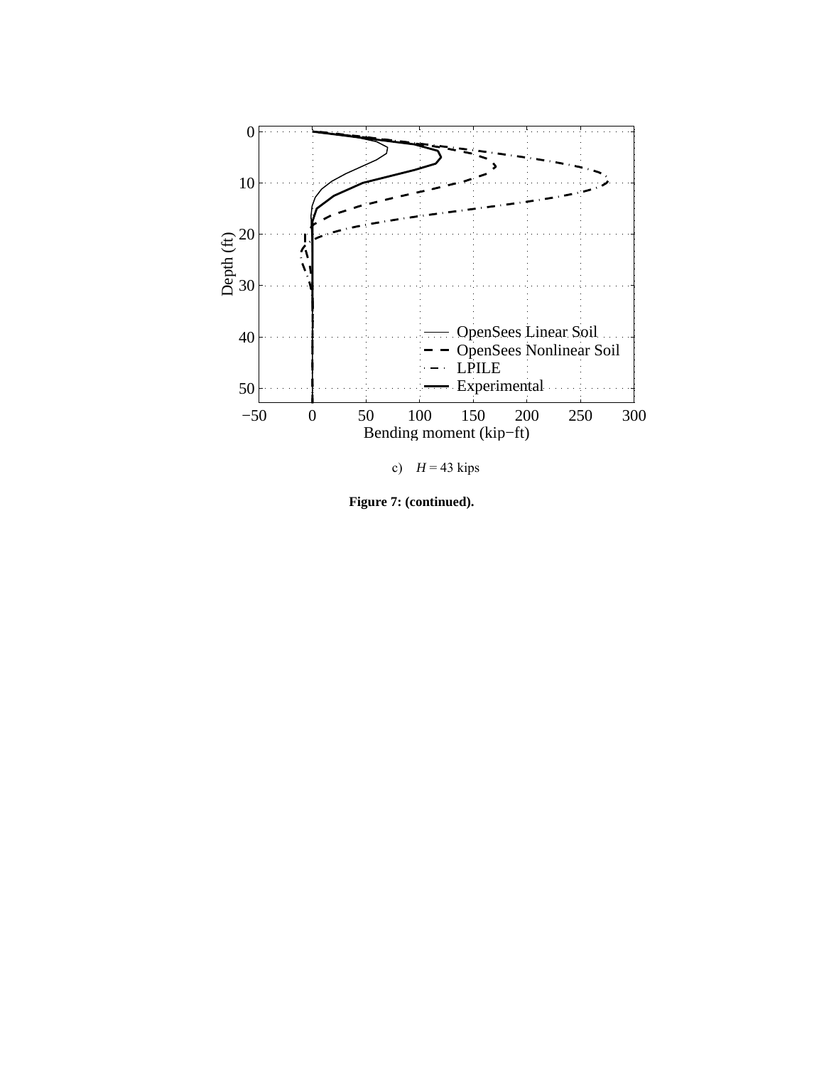c) $H$ = 43 kips

**Figure 7: (continued).**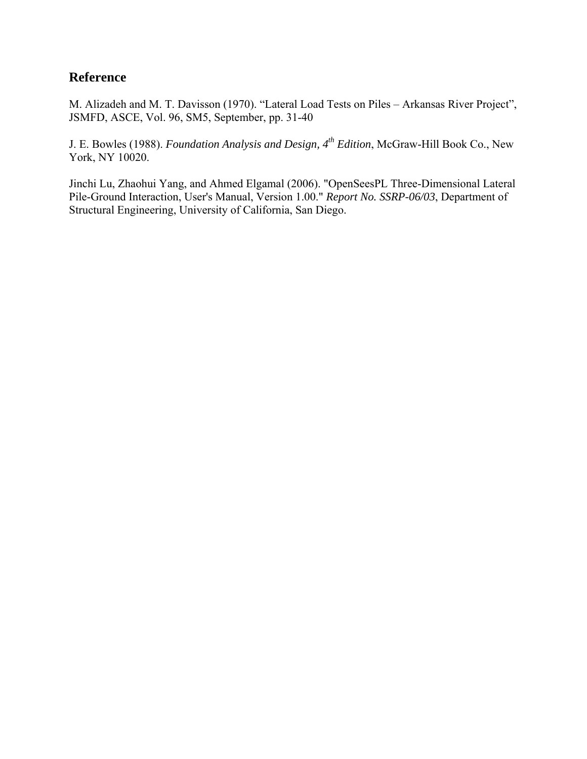## Reference

M. Alizadeh and M. T. Davisson (1970). "Lateral Load Tests on Piles – Arkansas River Project", JSMFD, ASCE, Vol. 96, SM5, September, pp. 31-40

J. E. Bowles (1988). *Foundation Analysis and Design, 4th Edition*, McGraw-Hill Book Co., New York, NY 10020.

Jinchi Lu, Zhaohui Yang, and Ahmed Elgamal (2006). "OpenSeesPL Three-Dimensional Lateral Pile-Ground Interaction, User's Manual, Version 1.00." *Report No. SSRP-06/03*, Department of Structural Engineering, University of California, San Diego.